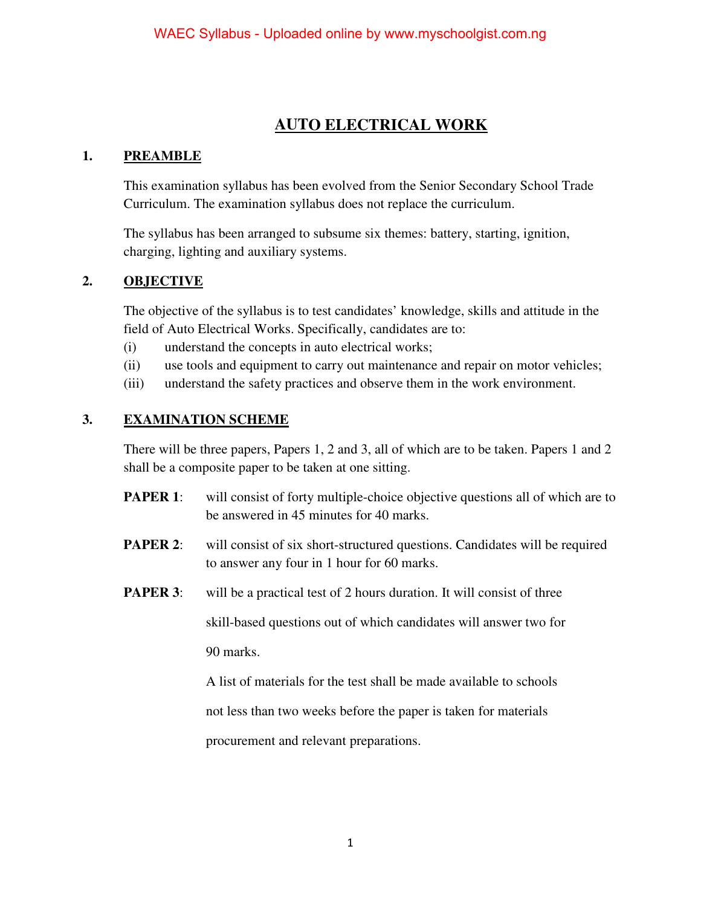# AUTO ELECTRICAL WORK

## 1. PREAMBLE

This examination syllabus has been evolved from the Senior Secondary School Trade Curriculum. The examination syllabus does not replace the curriculum.

The syllabus has been arranged to subsume six themes: battery, starting, ignition, charging, lighting and auxiliary systems.

## 2. OBJECTIVE

The objective of the syllabus is to test candidates' knowledge, skills and attitude in the field of Auto Electrical Works. Specifically, candidates are to:

(i) understand the concepts in auto electrical works;

(ii) use tools and equipment to carry out maintenance and repair on motor vehicles;

(iii) understand the safety practices and observe them in the work environment.

## 3. EXAMINATION SCHEME

There will be three papers, Papers 1, 2 and 3, all of which are to be taken. Papers 1 and 2 shall be a composite paper to be taken at one sitting.

**PAPER 1**: will consist of forty multiple-choice objective questions all of which are to be answered in 45 minutes for 40 marks.

**PAPER 2**: will consist of six short-structured questions. Candidates will be required to answer any four in 1 hour for 60 marks.

**PAPER 3**: will be a practical test of 2 hours duration. It will consist of three skill-based questions out of which candidates will answer two for 90 marks.

A list of materials for the test shall be made available to schools not less than two weeks before the paper is taken for materials procurement and relevant preparations.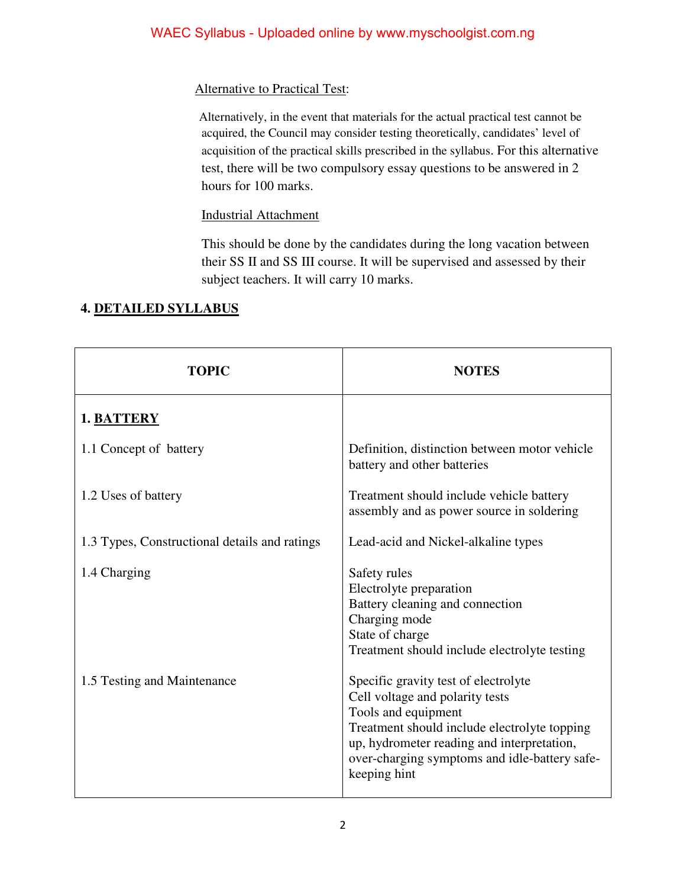Alternative to Practical Test:

Alternatively, in the event that materials for the actual practical test cannot be acquired, the Council may consider testing theoretically, candidates' level of acquisition of the practical skills prescribed in the syllabus. For this alternative test, there will be two compulsory essay questions to be answered in 2 hours for 100 marks.

Industrial Attachment

This should be done by the candidates during the long vacation between their SS II and SS III course. It will be supervised and assessed by their subject teachers. It will carry 10 marks.

## 4. DETAILED SYLLABUS

| TOPIC | NOTES |
|---|---|
| **1. BATTERY** | |
| 1.1 Concept of battery | Definition, distinction between motor vehicle battery and other batteries |
| 1.2 Uses of battery | Treatment should include vehicle battery assembly and as power source in soldering |
| 1.3 Types, Constructional details and ratings | Lead-acid and Nickel-alkaline types |
| 1.4 Charging | Safety rules<br>Electrolyte preparation<br>Battery cleaning and connection<br>Charging mode<br>State of charge<br>Treatment should include electrolyte testing |
| 1.5 Testing and Maintenance | Specific gravity test of electrolyte<br>Cell voltage and polarity tests<br>Tools and equipment<br>Treatment should include electrolyte topping up, hydrometer reading and interpretation, over-charging symptoms and idle-battery safe-keeping hint |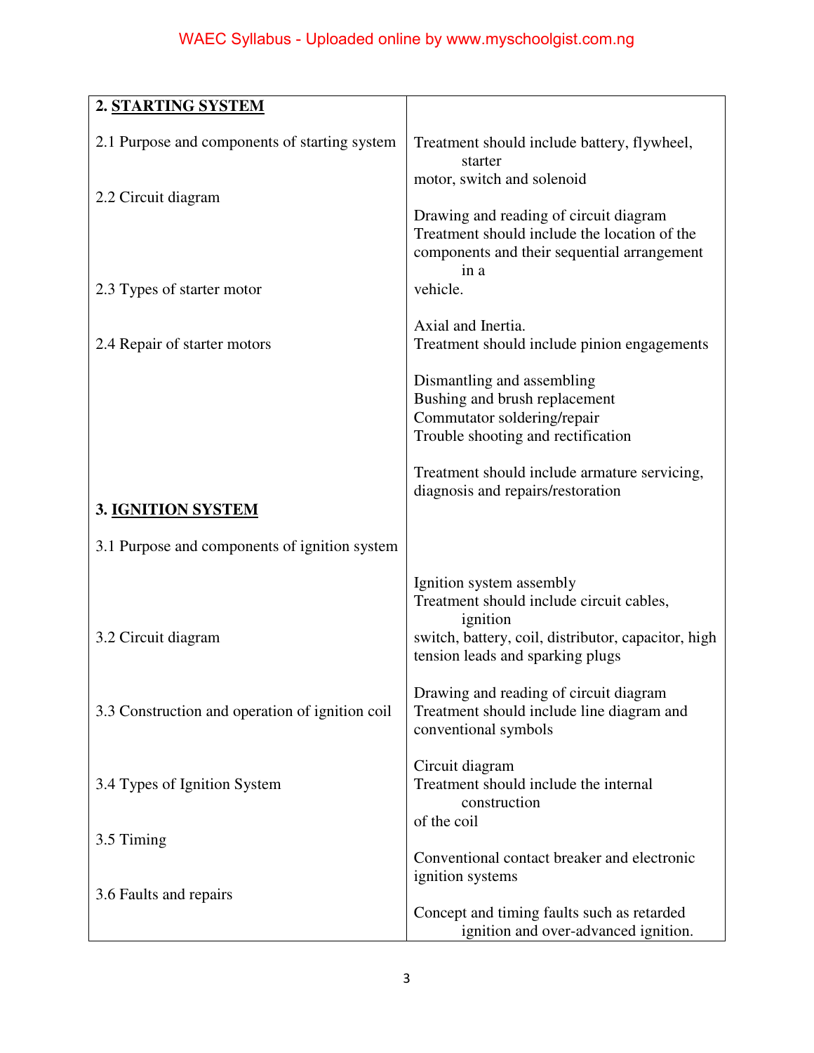| | |
|---|---|
| **2. STARTING SYSTEM** | |
| 2.1 Purpose and components of starting system | Treatment should include battery, flywheel, starter motor, switch and solenoid |
| 2.2 Circuit diagram | Drawing and reading of circuit diagram<br>Treatment should include the location of the components and their sequential arrangement in a vehicle. |
| 2.3 Types of starter motor | Axial and Inertia.<br>Treatment should include pinion engagements |
| 2.4 Repair of starter motors | Dismantling and assembling<br>Bushing and brush replacement<br>Commutator soldering/repair<br>Trouble shooting and rectification<br><br>Treatment should include armature servicing, diagnosis and repairs/restoration |
| **3. IGNITION SYSTEM** | |
| 3.1 Purpose and components of ignition system | Ignition system assembly<br>Treatment should include circuit cables, ignition switch, battery, coil, distributor, capacitor, high tension leads and sparking plugs |
| 3.2 Circuit diagram | Drawing and reading of circuit diagram<br>Treatment should include line diagram and conventional symbols |
| 3.3 Construction and operation of ignition coil | Circuit diagram<br>Treatment should include the internal construction of the coil |
| 3.4 Types of Ignition System | Conventional contact breaker and electronic ignition systems |
| 3.5 Timing | Concept and timing faults such as retarded ignition and over-advanced ignition. |
| 3.6 Faults and repairs | |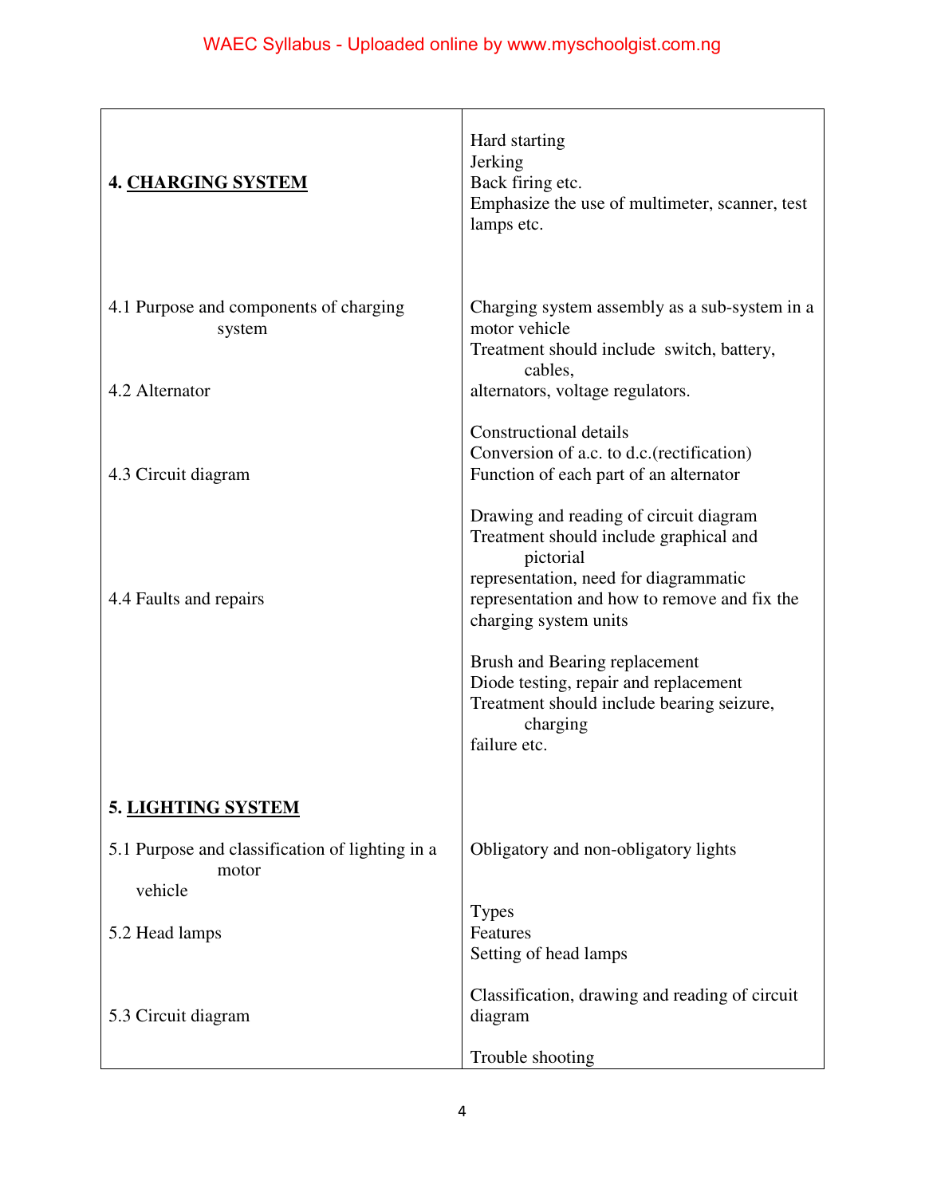| | |
|---|---|
| **4. CHARGING SYSTEM** | Hard starting<br>Jerking<br>Back firing etc.<br>Emphasize the use of multimeter, scanner, test lamps etc. |
| 4.1 Purpose and components of charging system | Charging system assembly as a sub-system in a motor vehicle<br>Treatment should include switch, battery, cables, alternators, voltage regulators. |
| 4.2 Alternator | Constructional details<br>Conversion of a.c. to d.c.(rectification)<br>Function of each part of an alternator |
| 4.3 Circuit diagram | Drawing and reading of circuit diagram<br>Treatment should include graphical and pictorial representation, need for diagrammatic representation and how to remove and fix the charging system units |
| 4.4 Faults and repairs | Brush and Bearing replacement<br>Diode testing, repair and replacement<br>Treatment should include bearing seizure, charging failure etc. |
| **5. LIGHTING SYSTEM** | |
| 5.1 Purpose and classification of lighting in a motor vehicle | Obligatory and non-obligatory lights |
| 5.2 Head lamps | Types<br>Features<br>Setting of head lamps |
| 5.3 Circuit diagram | Classification, drawing and reading of circuit diagram<br><br>Trouble shooting |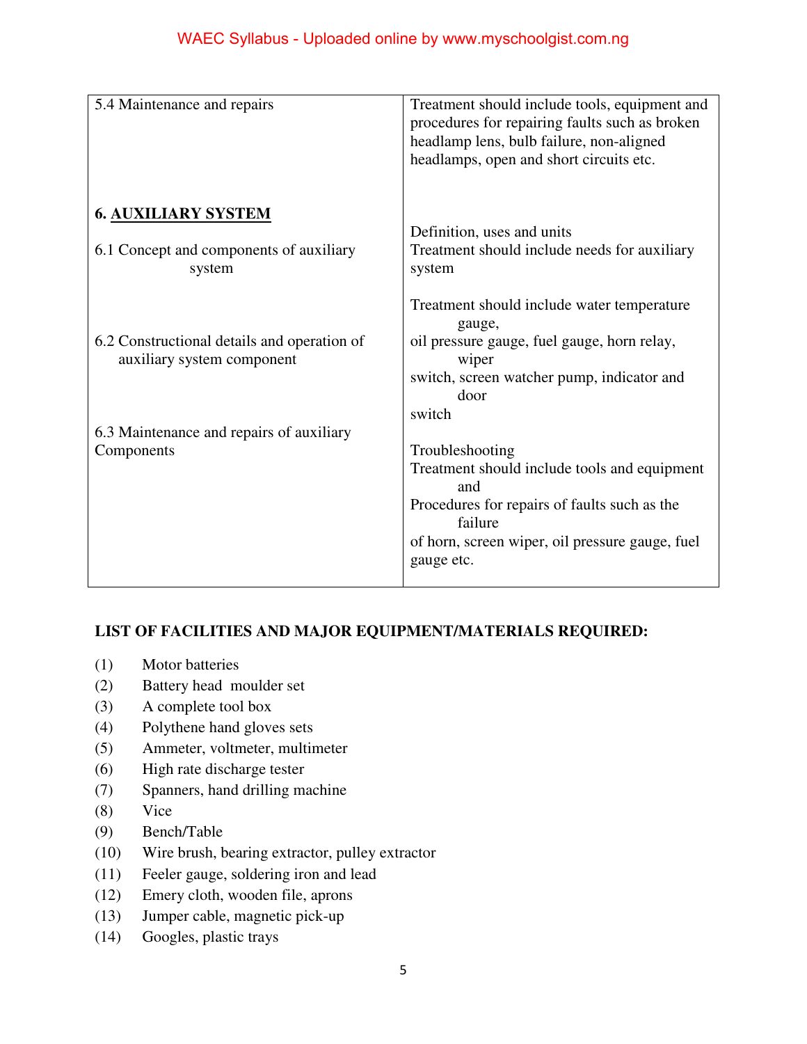| | |
|---|---|
| 5.4 Maintenance and repairs | Treatment should include tools, equipment and procedures for repairing faults such as broken headlamp lens, bulb failure, non-aligned headlamps, open and short circuits etc. |
| **6. <u>AUXILIARY SYSTEM</u>** | |
| 6.1 Concept and components of auxiliary system | Definition, uses and units<br>Treatment should include needs for auxiliary system |
| 6.2 Constructional details and operation of auxiliary system component | Treatment should include water temperature gauge, oil pressure gauge, fuel gauge, horn relay, wiper switch, screen watcher pump, indicator and door switch |
| 6.3 Maintenance and repairs of auxiliary Components | Troubleshooting<br>Treatment should include tools and equipment and Procedures for repairs of faults such as the failure of horn, screen wiper, oil pressure gauge, fuel gauge etc. |

**LIST OF FACILITIES AND MAJOR EQUIPMENT/MATERIALS REQUIRED:**

(1) Motor batteries
(2) Battery head moulder set
(3) A complete tool box
(4) Polythene hand gloves sets
(5) Ammeter, voltmeter, multimeter
(6) High rate discharge tester
(7) Spanners, hand drilling machine
(8) Vice
(9) Bench/Table
(10) Wire brush, bearing extractor, pulley extractor
(11) Feeler gauge, soldering iron and lead
(12) Emery cloth, wooden file, aprons
(13) Jumper cable, magnetic pick-up
(14) Googles, plastic trays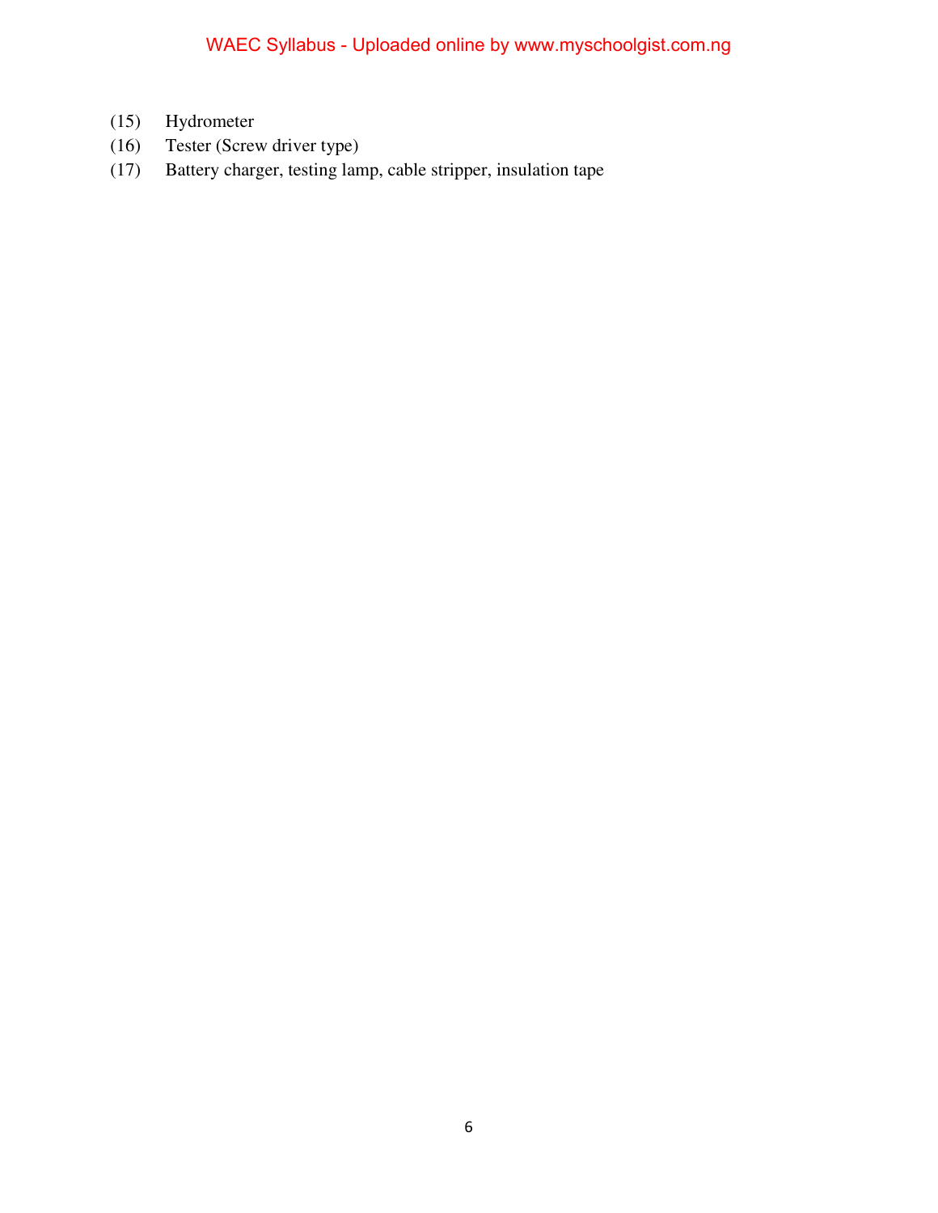(15) Hydrometer
(16) Tester (Screw driver type)
(17) Battery charger, testing lamp, cable stripper, insulation tape